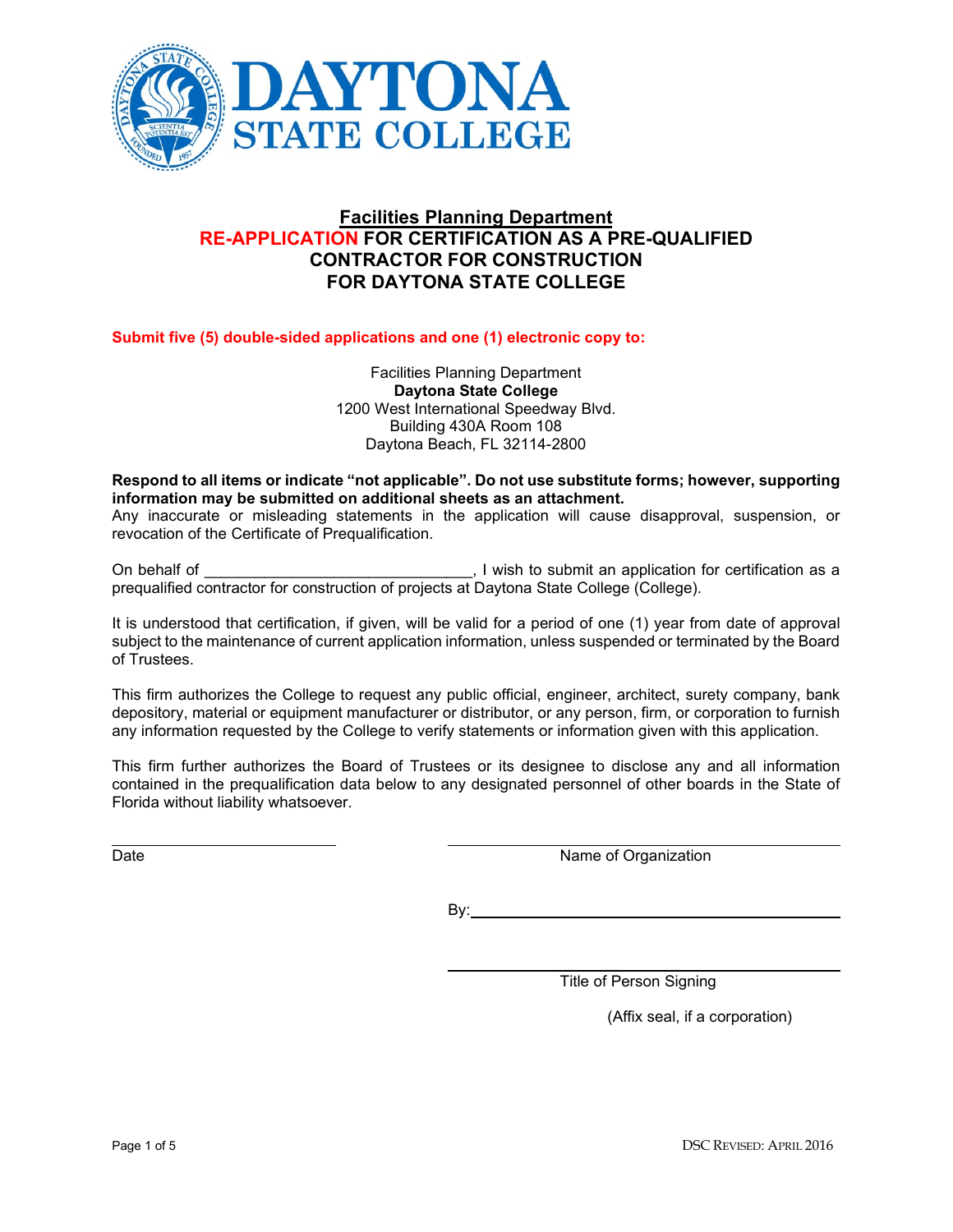# Facilities Planning Department

## RE-APPLICATION FOR CERTIFICATION AS A PRE-QUALIFIED CONTRACTOR FOR CONSTRUCTION FOR DAYTONA STATE COLLEGE

**Submit five (5) double-sided applications and one (1) electronic copy to:**

Facilities Planning Department
**Daytona State College**
1200 West International Speedway Blvd.
Building 430A Room 108
Daytona Beach, FL 32114-2800

**Respond to all items or indicate "not applicable". Do not use substitute forms; however, supporting information may be submitted on additional sheets as an attachment.**
Any inaccurate or misleading statements in the application will cause disapproval, suspension, or revocation of the Certificate of Prequalification.

On behalf of ______________________________, I wish to submit an application for certification as a prequalified contractor for construction of projects at Daytona State College (College).

It is understood that certification, if given, will be valid for a period of one (1) year from date of approval subject to the maintenance of current application information, unless suspended or terminated by the Board of Trustees.

This firm authorizes the College to request any public official, engineer, architect, surety company, bank depository, material or equipment manufacturer or distributor, or any person, firm, or corporation to furnish any information requested by the College to verify statements or information given with this application.

This firm further authorizes the Board of Trustees or its designee to disclose any and all information contained in the prequalification data below to any designated personnel of other boards in the State of Florida without liability whatsoever.

______________________________
Date

______________________________
Name of Organization

By: ______________________________

______________________________
Title of Person Signing

(Affix seal, if a corporation)

DSC Revised: April 2016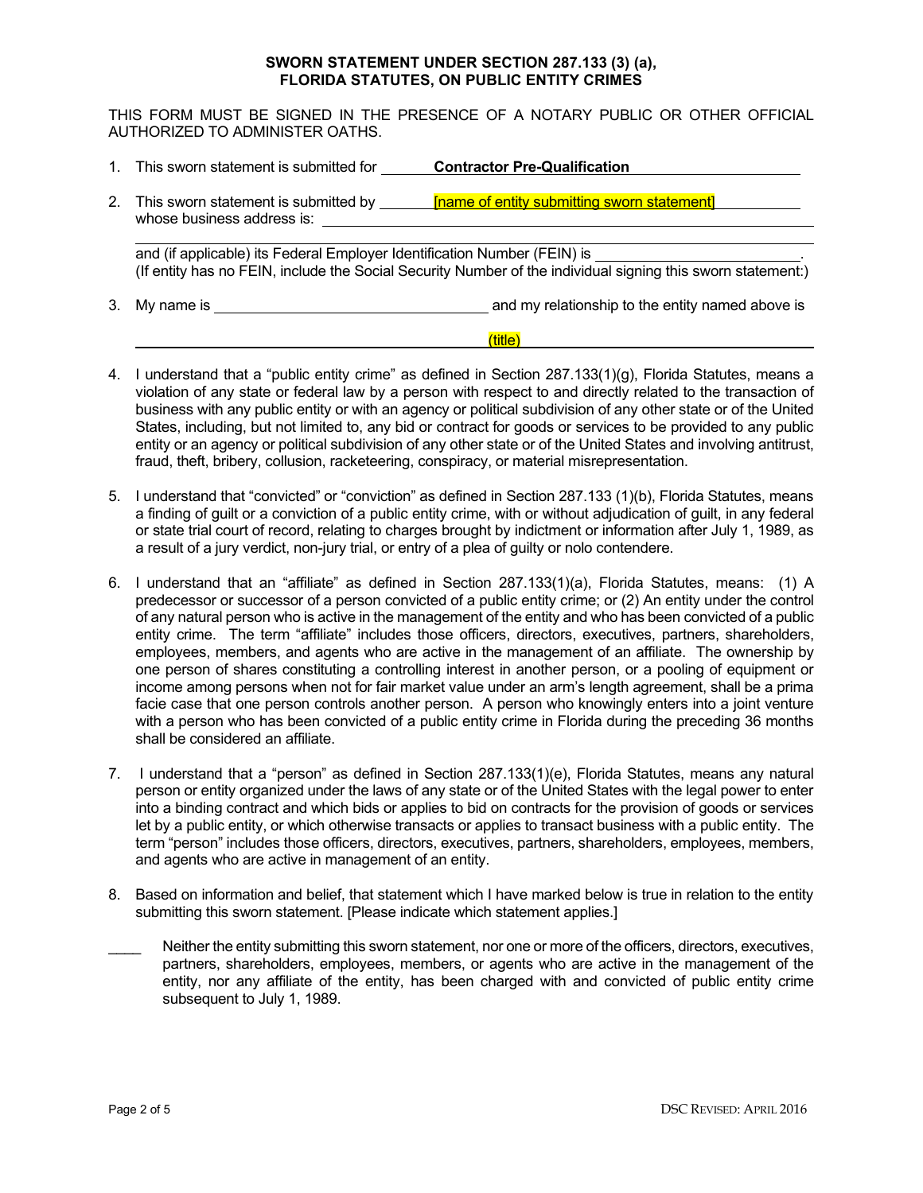**SWORN STATEMENT UNDER SECTION 287.133 (3) (a), FLORIDA STATUTES, ON PUBLIC ENTITY CRIMES**

THIS FORM MUST BE SIGNED IN THE PRESENCE OF A NOTARY PUBLIC OR OTHER OFFICIAL AUTHORIZED TO ADMINISTER OATHS.

1. This sworn statement is submitted for **Contractor Pre-Qualification**

2. This sworn statement is submitted by [name of entity submitting sworn statement] whose business address is: ______________________________

   ______________________________

   and (if applicable) its Federal Employer Identification Number (FEIN) is ______________.
   (If entity has no FEIN, include the Social Security Number of the individual signing this sworn statement:)

3. My name is ______________________ and my relationship to the entity named above is

   ______________________ (title) ______________________

4. I understand that a "public entity crime" as defined in Section 287.133(1)(g), Florida Statutes, means a violation of any state or federal law by a person with respect to and directly related to the transaction of business with any public entity or with an agency or political subdivision of any other state or of the United States, including, but not limited to, any bid or contract for goods or services to be provided to any public entity or an agency or political subdivision of any other state or of the United States and involving antitrust, fraud, theft, bribery, collusion, racketeering, conspiracy, or material misrepresentation.

5. I understand that "convicted" or "conviction" as defined in Section 287.133 (1)(b), Florida Statutes, means a finding of guilt or a conviction of a public entity crime, with or without adjudication of guilt, in any federal or state trial court of record, relating to charges brought by indictment or information after July 1, 1989, as a result of a jury verdict, non-jury trial, or entry of a plea of guilty or nolo contendere.

6. I understand that an "affiliate" as defined in Section 287.133(1)(a), Florida Statutes, means: (1) A predecessor or successor of a person convicted of a public entity crime; or (2) An entity under the control of any natural person who is active in the management of the entity and who has been convicted of a public entity crime. The term "affiliate" includes those officers, directors, executives, partners, shareholders, employees, members, and agents who are active in the management of an affiliate. The ownership by one person of shares constituting a controlling interest in another person, or a pooling of equipment or income among persons when not for fair market value under an arm's length agreement, shall be a prima facie case that one person controls another person. A person who knowingly enters into a joint venture with a person who has been convicted of a public entity crime in Florida during the preceding 36 months shall be considered an affiliate.

7. I understand that a "person" as defined in Section 287.133(1)(e), Florida Statutes, means any natural person or entity organized under the laws of any state or of the United States with the legal power to enter into a binding contract and which bids or applies to bid on contracts for the provision of goods or services let by a public entity, or which otherwise transacts or applies to transact business with a public entity. The term "person" includes those officers, directors, executives, partners, shareholders, employees, members, and agents who are active in management of an entity.

8. Based on information and belief, that statement which I have marked below is true in relation to the entity submitting this sworn statement. [Please indicate which statement applies.]

____ Neither the entity submitting this sworn statement, nor one or more of the officers, directors, executives, partners, shareholders, employees, members, or agents who are active in the management of the entity, nor any affiliate of the entity, has been charged with and convicted of public entity crime subsequent to July 1, 1989.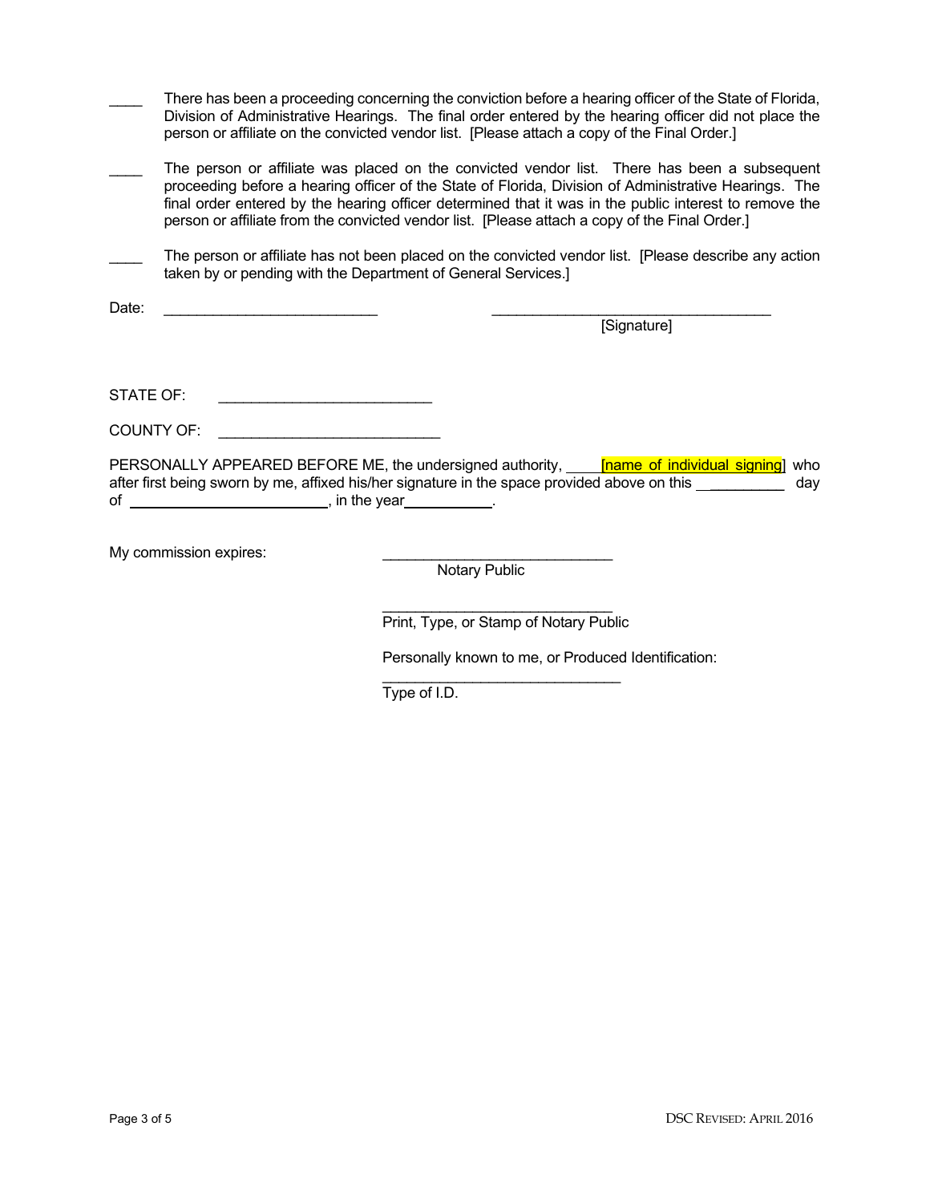\_\_\_\_ There has been a proceeding concerning the conviction before a hearing officer of the State of Florida, Division of Administrative Hearings. The final order entered by the hearing officer did not place the person or affiliate on the convicted vendor list. [Please attach a copy of the Final Order.]

\_\_\_\_ The person or affiliate was placed on the convicted vendor list. There has been a subsequent proceeding before a hearing officer of the State of Florida, Division of Administrative Hearings. The final order entered by the hearing officer determined that it was in the public interest to remove the person or affiliate from the convicted vendor list. [Please attach a copy of the Final Order.]

\_\_\_\_ The person or affiliate has not been placed on the convicted vendor list. [Please describe any action taken by or pending with the Department of General Services.]

Date: \_\_\_\_\_\_\_\_\_\_\_\_\_\_\_\_\_\_\_\_\_\_\_\_\_\_ \_\_\_\_\_\_\_\_\_\_\_\_\_\_\_\_\_\_\_\_\_\_\_\_\_\_\_\_\_\_\_\_\_\_\_
[Signature]

STATE OF: \_\_\_\_\_\_\_\_\_\_\_\_\_\_\_\_\_\_\_\_\_\_\_\_\_\_

COUNTY OF: \_\_\_\_\_\_\_\_\_\_\_\_\_\_\_\_\_\_\_\_\_\_\_\_\_\_\_

PERSONALLY APPEARED BEFORE ME, the undersigned authority, \_\_\_\_[name of individual signing] who after first being sworn by me, affixed his/her signature in the space provided above on this \_\_\_\_\_\_\_\_\_\_ day of \_\_\_\_\_\_\_\_\_\_\_\_\_\_\_\_\_\_\_\_\_\_\_\_, in the year\_\_\_\_\_\_\_\_\_\_.

My commission expires: \_\_\_\_\_\_\_\_\_\_\_\_\_\_\_\_\_\_\_\_\_\_\_\_\_\_\_\_
Notary Public

\_\_\_\_\_\_\_\_\_\_\_\_\_\_\_\_\_\_\_\_\_\_\_\_\_\_\_\_
Print, Type, or Stamp of Notary Public

Personally known to me, or Produced Identification:

\_\_\_\_\_\_\_\_\_\_\_\_\_\_\_\_\_\_\_\_\_\_\_\_\_\_\_\_\_
Type of I.D.

DSC REVISED: APRIL 2016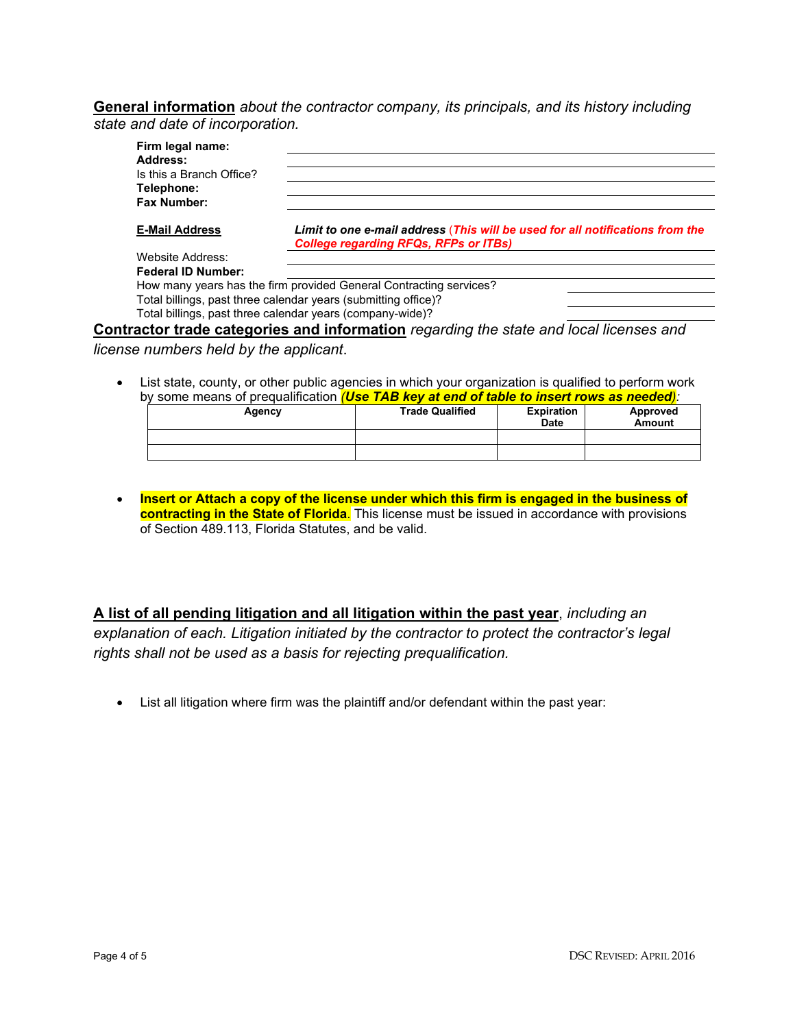**General information** *about the contractor company, its principals, and its history including state and date of incorporation.*

**Firm legal name:** \_\_\_\_\_\_\_\_\_\_\_\_\_\_\_\_\_\_\_\_

**Address:** \_\_\_\_\_\_\_\_\_\_\_\_\_\_\_\_\_\_\_\_

Is this a Branch Office? \_\_\_\_\_\_\_\_\_\_\_\_\_\_\_\_\_\_\_\_

**Telephone:** \_\_\_\_\_\_\_\_\_\_\_\_\_\_\_\_\_\_\_\_

**Fax Number:** \_\_\_\_\_\_\_\_\_\_\_\_\_\_\_\_\_\_\_\_

**E-Mail Address** ***Limit to one e-mail address*** ***(This will be used for all notifications from the College regarding RFQs, RFPs or ITBs)*** \_\_\_\_\_\_\_\_\_\_\_\_\_\_\_\_\_\_\_\_

Website Address: \_\_\_\_\_\_\_\_\_\_\_\_\_\_\_\_\_\_\_\_

**Federal ID Number:** \_\_\_\_\_\_\_\_\_\_\_\_\_\_\_\_\_\_\_\_

How many years has the firm provided General Contracting services? \_\_\_\_\_\_\_\_\_\_

Total billings, past three calendar years (submitting office)? \_\_\_\_\_\_\_\_\_\_

Total billings, past three calendar years (company-wide)? \_\_\_\_\_\_\_\_\_\_

**Contractor trade categories and information** *regarding the state and local licenses and license numbers held by the applicant*.

- List state, county, or other public agencies in which your organization is qualified to perform work by some means of prequalification ***(Use TAB key at end of table to insert rows as needed)***:

| Agency | Trade Qualified | Expiration Date | Approved Amount |
|---|---|---|---|
| | | | |
| | | | |

- **Insert or Attach a copy of the license under which this firm is engaged in the business of contracting in the State of Florida**. This license must be issued in accordance with provisions of Section 489.113, Florida Statutes, and be valid.

**A list of all pending litigation and all litigation within the past year**, *including an explanation of each. Litigation initiated by the contractor to protect the contractor's legal rights shall not be used as a basis for rejecting prequalification.*

- List all litigation where firm was the plaintiff and/or defendant within the past year: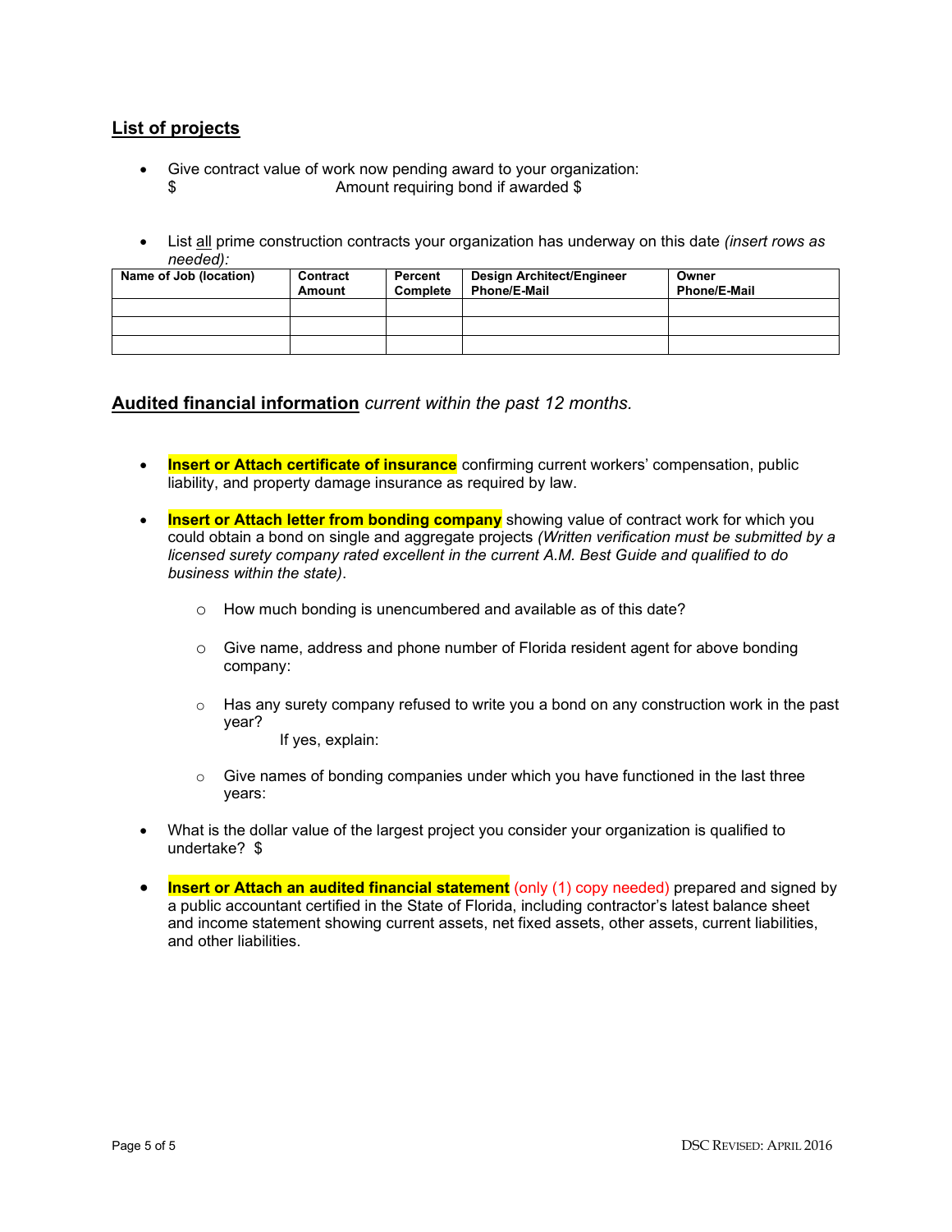## <u>List of projects</u>

- Give contract value of work now pending award to your organization:
  $ Amount requiring bond if awarded $

- List <u>all</u> prime construction contracts your organization has underway on this date *(insert rows as needed)*:

| Name of Job (location) | Contract Amount | Percent Complete | Design Architect/Engineer Phone/E-Mail | Owner Phone/E-Mail |
|---|---|---|---|---|
| | | | | |
| | | | | |
| | | | | |

## <u>Audited financial information</u> *current within the past 12 months.*

- **Insert or Attach certificate of insurance** confirming current workers' compensation, public liability, and property damage insurance as required by law.

- **Insert or Attach letter from bonding company** showing value of contract work for which you could obtain a bond on single and aggregate projects *(Written verification must be submitted by a licensed surety company rated excellent in the current A.M. Best Guide and qualified to do business within the state)*.
  - How much bonding is unencumbered and available as of this date?
  - Give name, address and phone number of Florida resident agent for above bonding company:
  - Has any surety company refused to write you a bond on any construction work in the past year?
    If yes, explain:
  - Give names of bonding companies under which you have functioned in the last three years:

- What is the dollar value of the largest project you consider your organization is qualified to undertake? $

- **Insert or Attach an audited financial statement** (only (1) copy needed) prepared and signed by a public accountant certified in the State of Florida, including contractor's latest balance sheet and income statement showing current assets, net fixed assets, other assets, current liabilities, and other liabilities.